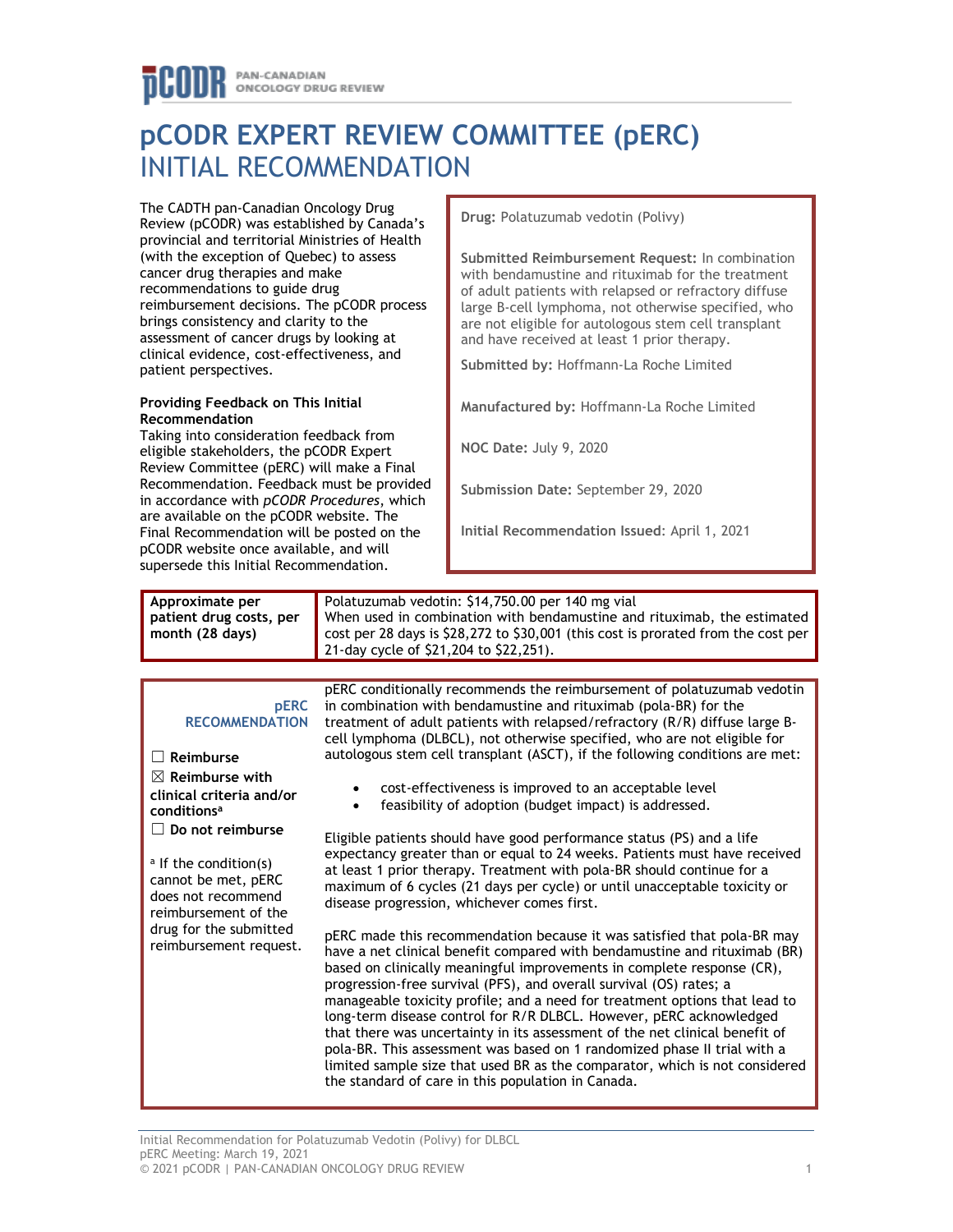# pCODR EXPERT REVIEW COMMITTEE (pERC) INITIAL RECOMMENDATION

The CADTH pan-Canadian Oncology Drug Review (pCODR) was established by Canada's provincial and territorial Ministries of Health (with the exception of Quebec) to assess cancer drug therapies and make recommendations to guide drug reimbursement decisions. The pCODR process brings consistency and clarity to the assessment of cancer drugs by looking at clinical evidence, cost-effectiveness, and patient perspectives.

**Providing Feedback on This Initial Recommendation**

Taking into consideration feedback from eligible stakeholders, the pCODR Expert Review Committee (pERC) will make a Final Recommendation. Feedback must be provided in accordance with *pCODR Procedures*, which are available on the pCODR website. The Final Recommendation will be posted on the pCODR website once available, and will supersede this Initial Recommendation.

**Drug:** Polatuzumab vedotin (Polivy)

**Submitted Reimbursement Request:** In combination with bendamustine and rituximab for the treatment of adult patients with relapsed or refractory diffuse large B-cell lymphoma, not otherwise specified, who are not eligible for autologous stem cell transplant and have received at least 1 prior therapy.

**Submitted by:** Hoffmann-La Roche Limited

**Manufactured by:** Hoffmann-La Roche Limited

**NOC Date:** July 9, 2020

**Submission Date:** September 29, 2020

**Initial Recommendation Issued:** April 1, 2021

| **Approximate per patient drug costs, per month (28 days)** | Polatuzumab vedotin: $14,750.00 per 140 mg vial<br>When used in combination with bendamustine and rituximab, the estimated cost per 28 days is $28,272 to $30,001 (this cost is prorated from the cost per 21-day cycle of $21,204 to $22,251). |
|---|---|

**pERC RECOMMENDATION**

☐ Reimburse

☒ Reimburse with clinical criteria and/or conditions[a]

☐ Do not reimburse

[a] If the condition(s) cannot be met, pERC does not recommend reimbursement of the drug for the submitted reimbursement request.

pERC conditionally recommends the reimbursement of polatuzumab vedotin in combination with bendamustine and rituximab (pola-BR) for the treatment of adult patients with relapsed/refractory (R/R) diffuse large B-cell lymphoma (DLBCL), not otherwise specified, who are not eligible for autologous stem cell transplant (ASCT), if the following conditions are met:

- cost-effectiveness is improved to an acceptable level
- feasibility of adoption (budget impact) is addressed.

Eligible patients should have good performance status (PS) and a life expectancy greater than or equal to 24 weeks. Patients must have received at least 1 prior therapy. Treatment with pola-BR should continue for a maximum of 6 cycles (21 days per cycle) or until unacceptable toxicity or disease progression, whichever comes first.

pERC made this recommendation because it was satisfied that pola-BR may have a net clinical benefit compared with bendamustine and rituximab (BR) based on clinically meaningful improvements in complete response (CR), progression-free survival (PFS), and overall survival (OS) rates; a manageable toxicity profile; and a need for treatment options that lead to long-term disease control for R/R DLBCL. However, pERC acknowledged that there was uncertainty in its assessment of the net clinical benefit of pola-BR. This assessment was based on 1 randomized phase II trial with a limited sample size that used BR as the comparator, which is not considered the standard of care in this population in Canada.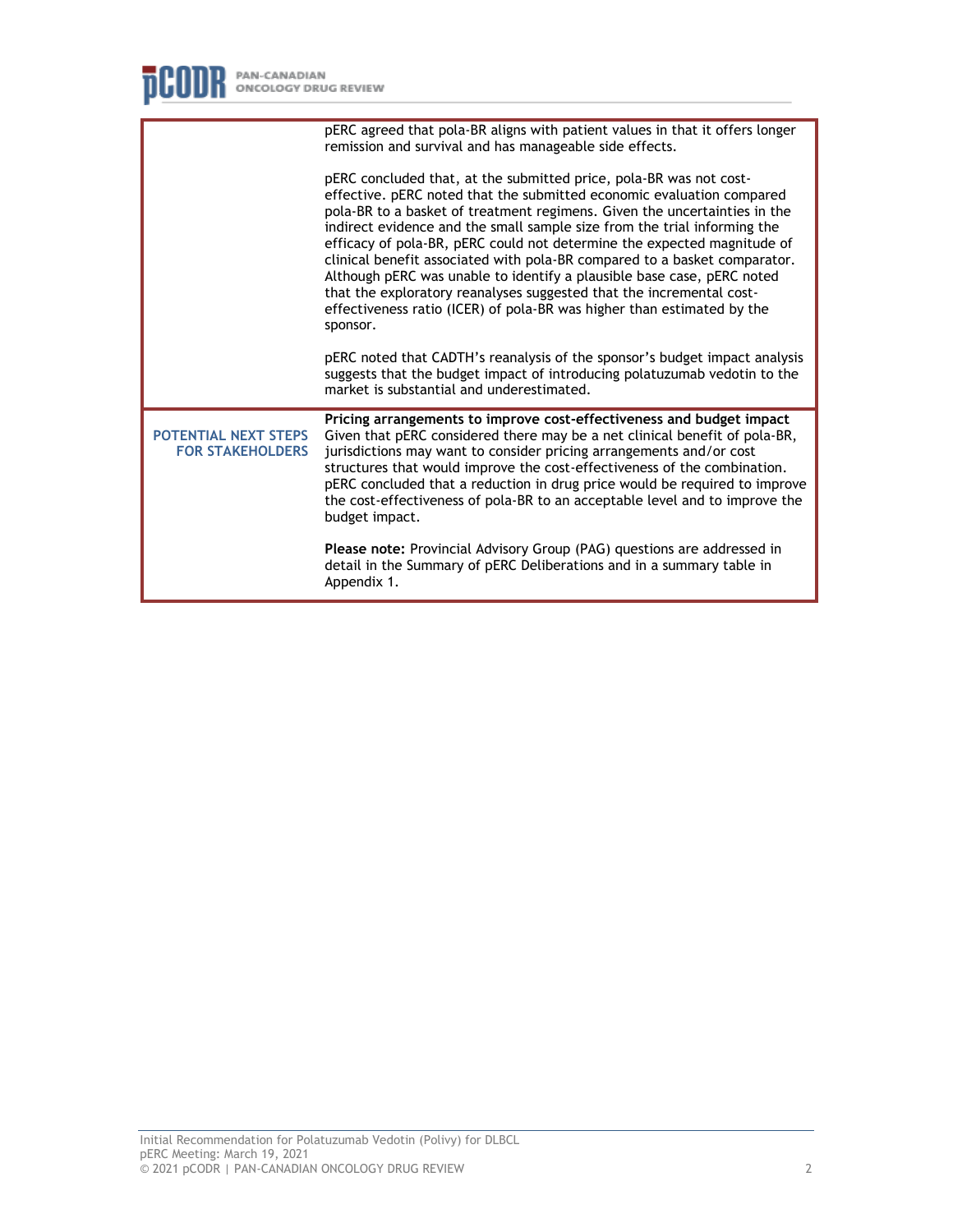| | |
|---|---|
| | pERC agreed that pola-BR aligns with patient values in that it offers longer remission and survival and has manageable side effects.<br><br>pERC concluded that, at the submitted price, pola-BR was not cost-effective. pERC noted that the submitted economic evaluation compared pola-BR to a basket of treatment regimens. Given the uncertainties in the indirect evidence and the small sample size from the trial informing the efficacy of pola-BR, pERC could not determine the expected magnitude of clinical benefit associated with pola-BR compared to a basket comparator. Although pERC was unable to identify a plausible base case, pERC noted that the exploratory reanalyses suggested that the incremental cost-effectiveness ratio (ICER) of pola-BR was higher than estimated by the sponsor.<br><br>pERC noted that CADTH's reanalysis of the sponsor's budget impact analysis suggests that the budget impact of introducing polatuzumab vedotin to the market is substantial and underestimated. |
| **POTENTIAL NEXT STEPS FOR STAKEHOLDERS** | **Pricing arrangements to improve cost-effectiveness and budget impact**<br>Given that pERC considered there may be a net clinical benefit of pola-BR, jurisdictions may want to consider pricing arrangements and/or cost structures that would improve the cost-effectiveness of the combination. pERC concluded that a reduction in drug price would be required to improve the cost-effectiveness of pola-BR to an acceptable level and to improve the budget impact.<br><br>**Please note:** Provincial Advisory Group (PAG) questions are addressed in detail in the Summary of pERC Deliberations and in a summary table in Appendix 1. |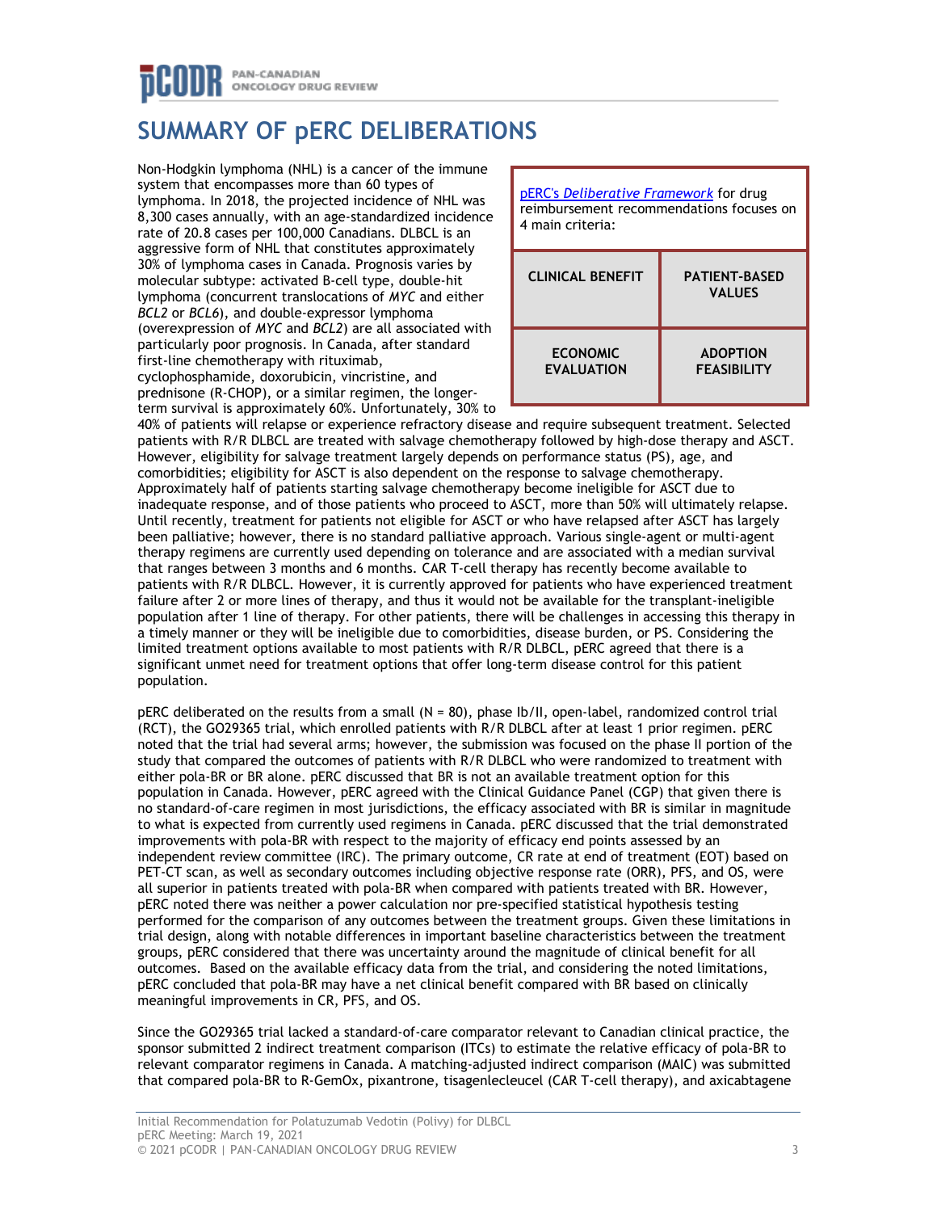# SUMMARY OF pERC DELIBERATIONS

| pERC's *Deliberative Framework* for drug reimbursement recommendations focuses on 4 main criteria: | |
|---|---|
| **CLINICAL BENEFIT** | **PATIENT-BASED VALUES** |
| **ECONOMIC EVALUATION** | **ADOPTION FEASIBILITY** |

Non-Hodgkin lymphoma (NHL) is a cancer of the immune system that encompasses more than 60 types of lymphoma. In 2018, the projected incidence of NHL was 8,300 cases annually, with an age-standardized incidence rate of 20.8 cases per 100,000 Canadians. DLBCL is an aggressive form of NHL that constitutes approximately 30% of lymphoma cases in Canada. Prognosis varies by molecular subtype: activated B-cell type, double-hit lymphoma (concurrent translocations of *MYC* and either *BCL2* or *BCL6*), and double-expressor lymphoma (overexpression of *MYC* and *BCL2*) are all associated with particularly poor prognosis. In Canada, after standard first-line chemotherapy with rituximab, cyclophosphamide, doxorubicin, vincristine, and prednisone (R-CHOP), or a similar regimen, the longer-term survival is approximately 60%. Unfortunately, 30% to 40% of patients will relapse or experience refractory disease and require subsequent treatment. Selected patients with R/R DLBCL are treated with salvage chemotherapy followed by high-dose therapy and ASCT. However, eligibility for salvage treatment largely depends on performance status (PS), age, and comorbidities; eligibility for ASCT is also dependent on the response to salvage chemotherapy. Approximately half of patients starting salvage chemotherapy become ineligible for ASCT due to inadequate response, and of those patients who proceed to ASCT, more than 50% will ultimately relapse. Until recently, treatment for patients not eligible for ASCT or who have relapsed after ASCT has largely been palliative; however, there is no standard palliative approach. Various single-agent or multi-agent therapy regimens are currently used depending on tolerance and are associated with a median survival that ranges between 3 months and 6 months. CAR T-cell therapy has recently become available to patients with R/R DLBCL. However, it is currently approved for patients who have experienced treatment failure after 2 or more lines of therapy, and thus it would not be available for the transplant-ineligible population after 1 line of therapy. For other patients, there will be challenges in accessing this therapy in a timely manner or they will be ineligible due to comorbidities, disease burden, or PS. Considering the limited treatment options available to most patients with R/R DLBCL, pERC agreed that there is a significant unmet need for treatment options that offer long-term disease control for this patient population.

pERC deliberated on the results from a small (N = 80), phase Ib/II, open-label, randomized control trial (RCT), the GO29365 trial, which enrolled patients with R/R DLBCL after at least 1 prior regimen. pERC noted that the trial had several arms; however, the submission was focused on the phase II portion of the study that compared the outcomes of patients with R/R DLBCL who were randomized to treatment with either pola-BR or BR alone. pERC discussed that BR is not an available treatment option for this population in Canada. However, pERC agreed with the Clinical Guidance Panel (CGP) that given there is no standard-of-care regimen in most jurisdictions, the efficacy associated with BR is similar in magnitude to what is expected from currently used regimens in Canada. pERC discussed that the trial demonstrated improvements with pola-BR with respect to the majority of efficacy end points assessed by an independent review committee (IRC). The primary outcome, CR rate at end of treatment (EOT) based on PET-CT scan, as well as secondary outcomes including objective response rate (ORR), PFS, and OS, were all superior in patients treated with pola-BR when compared with patients treated with BR. However, pERC noted there was neither a power calculation nor pre-specified statistical hypothesis testing performed for the comparison of any outcomes between the treatment groups. Given these limitations in trial design, along with notable differences in important baseline characteristics between the treatment groups, pERC considered that there was uncertainty around the magnitude of clinical benefit for all outcomes. Based on the available efficacy data from the trial, and considering the noted limitations, pERC concluded that pola-BR may have a net clinical benefit compared with BR based on clinically meaningful improvements in CR, PFS, and OS.

Since the GO29365 trial lacked a standard-of-care comparator relevant to Canadian clinical practice, the sponsor submitted 2 indirect treatment comparison (ITCs) to estimate the relative efficacy of pola-BR to relevant comparator regimens in Canada. A matching-adjusted indirect comparison (MAIC) was submitted that compared pola-BR to R-GemOx, pixantrone, tisagenlecleucel (CAR T-cell therapy), and axicabtagene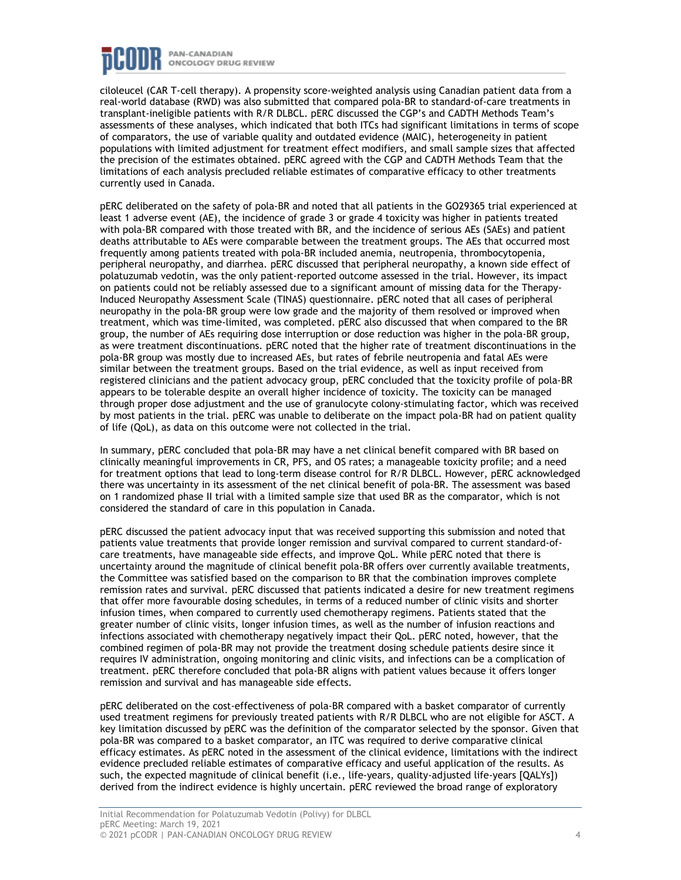ciloleucel (CAR T-cell therapy). A propensity score-weighted analysis using Canadian patient data from a real-world database (RWD) was also submitted that compared pola-BR to standard-of-care treatments in transplant-ineligible patients with R/R DLBCL. pERC discussed the CGP's and CADTH Methods Team's assessments of these analyses, which indicated that both ITCs had significant limitations in terms of scope of comparators, the use of variable quality and outdated evidence (MAIC), heterogeneity in patient populations with limited adjustment for treatment effect modifiers, and small sample sizes that affected the precision of the estimates obtained. pERC agreed with the CGP and CADTH Methods Team that the limitations of each analysis precluded reliable estimates of comparative efficacy to other treatments currently used in Canada.

pERC deliberated on the safety of pola-BR and noted that all patients in the GO29365 trial experienced at least 1 adverse event (AE), the incidence of grade 3 or grade 4 toxicity was higher in patients treated with pola-BR compared with those treated with BR, and the incidence of serious AEs (SAEs) and patient deaths attributable to AEs were comparable between the treatment groups. The AEs that occurred most frequently among patients treated with pola-BR included anemia, neutropenia, thrombocytopenia, peripheral neuropathy, and diarrhea. pERC discussed that peripheral neuropathy, a known side effect of polatuzumab vedotin, was the only patient-reported outcome assessed in the trial. However, its impact on patients could not be reliably assessed due to a significant amount of missing data for the Therapy-Induced Neuropathy Assessment Scale (TINAS) questionnaire. pERC noted that all cases of peripheral neuropathy in the pola-BR group were low grade and the majority of them resolved or improved when treatment, which was time-limited, was completed. pERC also discussed that when compared to the BR group, the number of AEs requiring dose interruption or dose reduction was higher in the pola-BR group, as were treatment discontinuations. pERC noted that the higher rate of treatment discontinuations in the pola-BR group was mostly due to increased AEs, but rates of febrile neutropenia and fatal AEs were similar between the treatment groups. Based on the trial evidence, as well as input received from registered clinicians and the patient advocacy group, pERC concluded that the toxicity profile of pola-BR appears to be tolerable despite an overall higher incidence of toxicity. The toxicity can be managed through proper dose adjustment and the use of granulocyte colony-stimulating factor, which was received by most patients in the trial. pERC was unable to deliberate on the impact pola-BR had on patient quality of life (QoL), as data on this outcome were not collected in the trial.

In summary, pERC concluded that pola-BR may have a net clinical benefit compared with BR based on clinically meaningful improvements in CR, PFS, and OS rates; a manageable toxicity profile; and a need for treatment options that lead to long-term disease control for R/R DLBCL. However, pERC acknowledged there was uncertainty in its assessment of the net clinical benefit of pola-BR. The assessment was based on 1 randomized phase II trial with a limited sample size that used BR as the comparator, which is not considered the standard of care in this population in Canada.

pERC discussed the patient advocacy input that was received supporting this submission and noted that patients value treatments that provide longer remission and survival compared to current standard-of-care treatments, have manageable side effects, and improve QoL. While pERC noted that there is uncertainty around the magnitude of clinical benefit pola-BR offers over currently available treatments, the Committee was satisfied based on the comparison to BR that the combination improves complete remission rates and survival. pERC discussed that patients indicated a desire for new treatment regimens that offer more favourable dosing schedules, in terms of a reduced number of clinic visits and shorter infusion times, when compared to currently used chemotherapy regimens. Patients stated that the greater number of clinic visits, longer infusion times, as well as the number of infusion reactions and infections associated with chemotherapy negatively impact their QoL. pERC noted, however, that the combined regimen of pola-BR may not provide the treatment dosing schedule patients desire since it requires IV administration, ongoing monitoring and clinic visits, and infections can be a complication of treatment. pERC therefore concluded that pola-BR aligns with patient values because it offers longer remission and survival and has manageable side effects.

pERC deliberated on the cost-effectiveness of pola-BR compared with a basket comparator of currently used treatment regimens for previously treated patients with R/R DLBCL who are not eligible for ASCT. A key limitation discussed by pERC was the definition of the comparator selected by the sponsor. Given that pola-BR was compared to a basket comparator, an ITC was required to derive comparative clinical efficacy estimates. As pERC noted in the assessment of the clinical evidence, limitations with the indirect evidence precluded reliable estimates of comparative efficacy and useful application of the results. As such, the expected magnitude of clinical benefit (i.e., life-years, quality-adjusted life-years [QALYs]) derived from the indirect evidence is highly uncertain. pERC reviewed the broad range of exploratory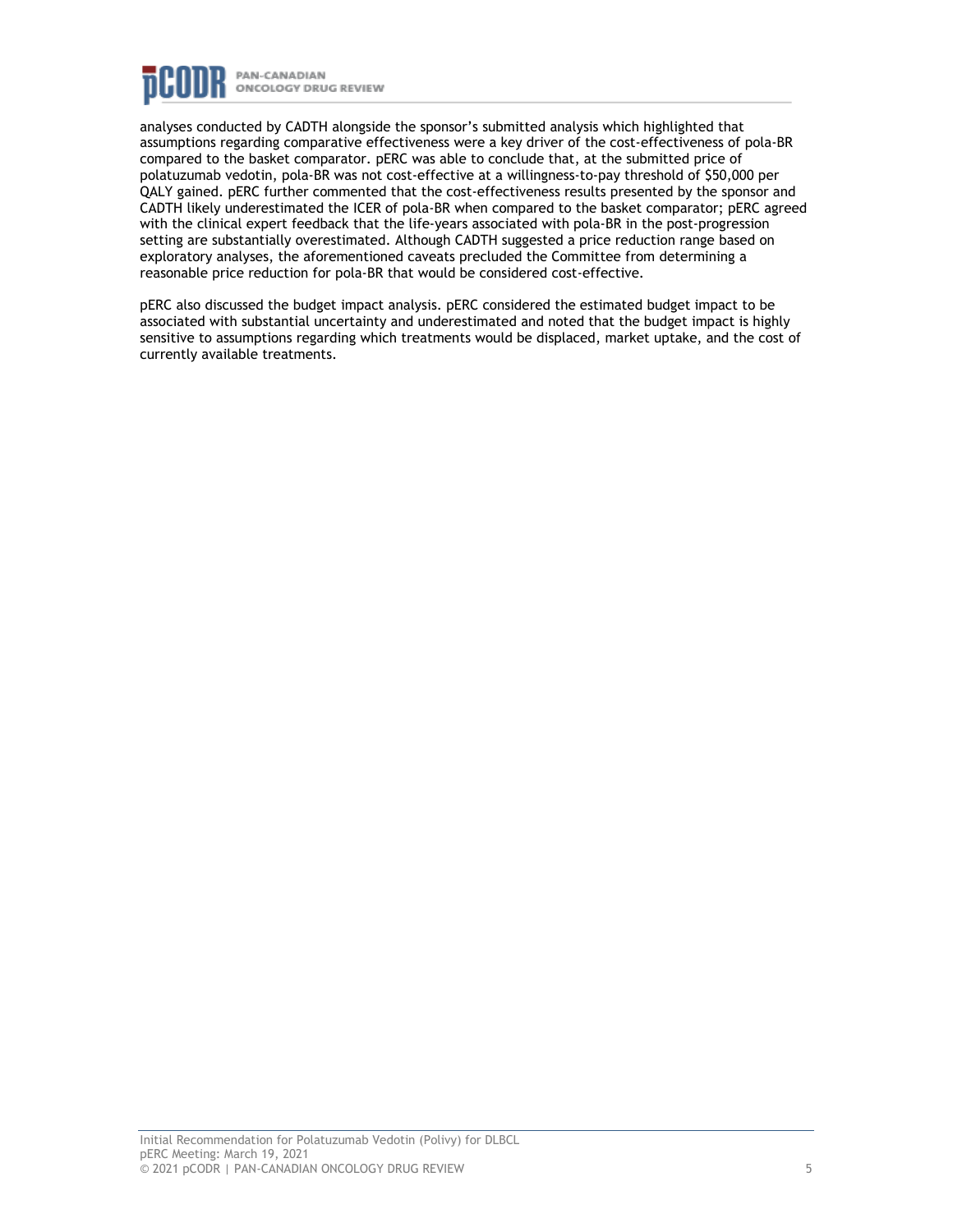analyses conducted by CADTH alongside the sponsor's submitted analysis which highlighted that assumptions regarding comparative effectiveness were a key driver of the cost-effectiveness of pola-BR compared to the basket comparator. pERC was able to conclude that, at the submitted price of polatuzumab vedotin, pola-BR was not cost-effective at a willingness-to-pay threshold of $50,000 per QALY gained. pERC further commented that the cost-effectiveness results presented by the sponsor and CADTH likely underestimated the ICER of pola-BR when compared to the basket comparator; pERC agreed with the clinical expert feedback that the life-years associated with pola-BR in the post-progression setting are substantially overestimated. Although CADTH suggested a price reduction range based on exploratory analyses, the aforementioned caveats precluded the Committee from determining a reasonable price reduction for pola-BR that would be considered cost-effective.

pERC also discussed the budget impact analysis. pERC considered the estimated budget impact to be associated with substantial uncertainty and underestimated and noted that the budget impact is highly sensitive to assumptions regarding which treatments would be displaced, market uptake, and the cost of currently available treatments.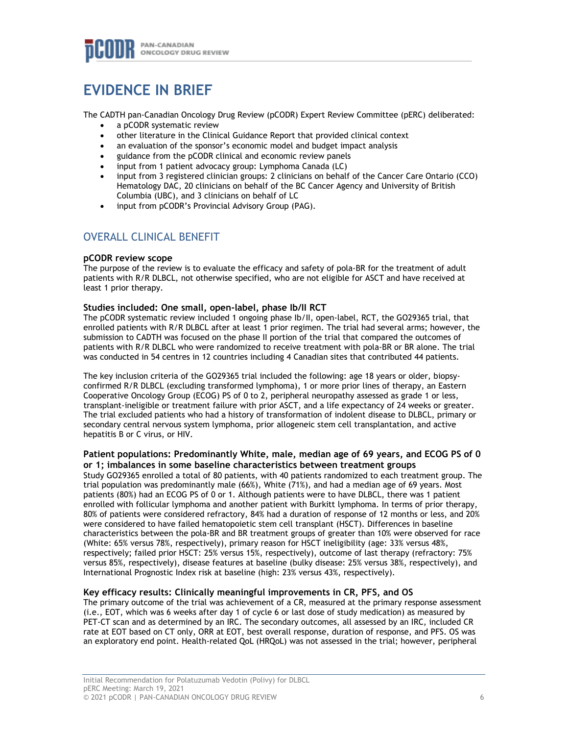# EVIDENCE IN BRIEF

The CADTH pan-Canadian Oncology Drug Review (pCODR) Expert Review Committee (pERC) deliberated:

- a pCODR systematic review
- other literature in the Clinical Guidance Report that provided clinical context
- an evaluation of the sponsor's economic model and budget impact analysis
- guidance from the pCODR clinical and economic review panels
- input from 1 patient advocacy group: Lymphoma Canada (LC)
- input from 3 registered clinician groups: 2 clinicians on behalf of the Cancer Care Ontario (CCO) Hematology DAC, 20 clinicians on behalf of the BC Cancer Agency and University of British Columbia (UBC), and 3 clinicians on behalf of LC
- input from pCODR's Provincial Advisory Group (PAG).

## OVERALL CLINICAL BENEFIT

### pCODR review scope

The purpose of the review is to evaluate the efficacy and safety of pola-BR for the treatment of adult patients with R/R DLBCL, not otherwise specified, who are not eligible for ASCT and have received at least 1 prior therapy.

### Studies included: One small, open-label, phase Ib/II RCT

The pCODR systematic review included 1 ongoing phase Ib/II, open-label, RCT, the GO29365 trial, that enrolled patients with R/R DLBCL after at least 1 prior regimen. The trial had several arms; however, the submission to CADTH was focused on the phase II portion of the trial that compared the outcomes of patients with R/R DLBCL who were randomized to receive treatment with pola-BR or BR alone. The trial was conducted in 54 centres in 12 countries including 4 Canadian sites that contributed 44 patients.

The key inclusion criteria of the GO29365 trial included the following: age 18 years or older, biopsy-confirmed R/R DLBCL (excluding transformed lymphoma), 1 or more prior lines of therapy, an Eastern Cooperative Oncology Group (ECOG) PS of 0 to 2, peripheral neuropathy assessed as grade 1 or less, transplant-ineligible or treatment failure with prior ASCT, and a life expectancy of 24 weeks or greater. The trial excluded patients who had a history of transformation of indolent disease to DLBCL, primary or secondary central nervous system lymphoma, prior allogeneic stem cell transplantation, and active hepatitis B or C virus, or HIV.

### Patient populations: Predominantly White, male, median age of 69 years, and ECOG PS of 0 or 1; imbalances in some baseline characteristics between treatment groups

Study GO29365 enrolled a total of 80 patients, with 40 patients randomized to each treatment group. The trial population was predominantly male (66%), White (71%), and had a median age of 69 years. Most patients (80%) had an ECOG PS of 0 or 1. Although patients were to have DLBCL, there was 1 patient enrolled with follicular lymphoma and another patient with Burkitt lymphoma. In terms of prior therapy, 80% of patients were considered refractory, 84% had a duration of response of 12 months or less, and 20% were considered to have failed hematopoietic stem cell transplant (HSCT). Differences in baseline characteristics between the pola-BR and BR treatment groups of greater than 10% were observed for race (White: 65% versus 78%, respectively), primary reason for HSCT ineligibility (age: 33% versus 48%, respectively; failed prior HSCT: 25% versus 15%, respectively), outcome of last therapy (refractory: 75% versus 85%, respectively), disease features at baseline (bulky disease: 25% versus 38%, respectively), and International Prognostic Index risk at baseline (high: 23% versus 43%, respectively).

### Key efficacy results: Clinically meaningful improvements in CR, PFS, and OS

The primary outcome of the trial was achievement of a CR, measured at the primary response assessment (i.e., EOT, which was 6 weeks after day 1 of cycle 6 or last dose of study medication) as measured by PET-CT scan and as determined by an IRC. The secondary outcomes, all assessed by an IRC, included CR rate at EOT based on CT only, ORR at EOT, best overall response, duration of response, and PFS. OS was an exploratory end point. Health-related QoL (HRQoL) was not assessed in the trial; however, peripheral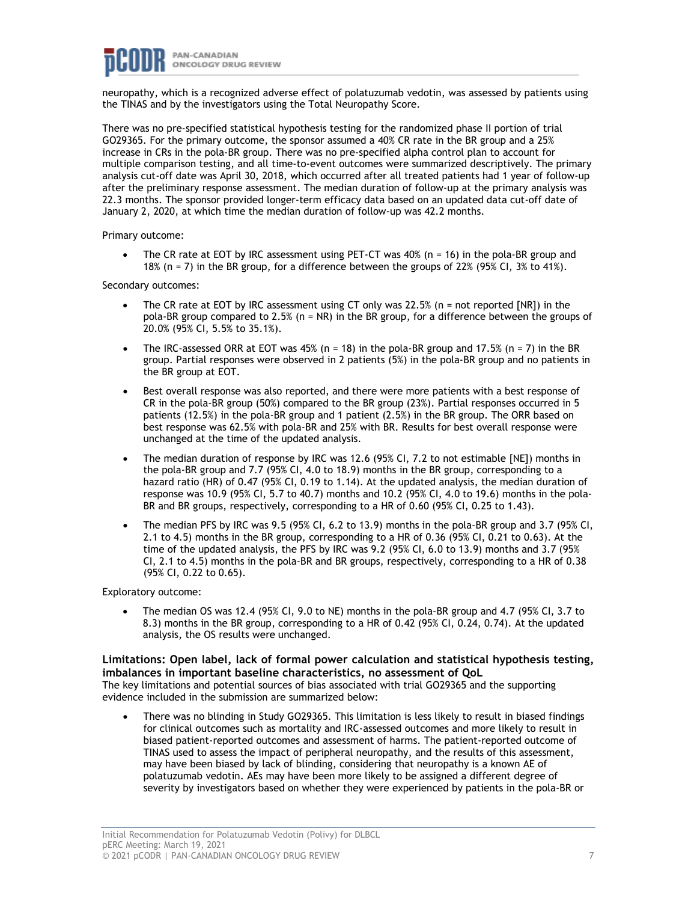neuropathy, which is a recognized adverse effect of polatuzumab vedotin, was assessed by patients using the TINAS and by the investigators using the Total Neuropathy Score.

There was no pre-specified statistical hypothesis testing for the randomized phase II portion of trial GO29365. For the primary outcome, the sponsor assumed a 40% CR rate in the BR group and a 25% increase in CRs in the pola-BR group. There was no pre-specified alpha control plan to account for multiple comparison testing, and all time-to-event outcomes were summarized descriptively. The primary analysis cut-off date was April 30, 2018, which occurred after all treated patients had 1 year of follow-up after the preliminary response assessment. The median duration of follow-up at the primary analysis was 22.3 months. The sponsor provided longer-term efficacy data based on an updated data cut-off date of January 2, 2020, at which time the median duration of follow-up was 42.2 months.

Primary outcome:

- The CR rate at EOT by IRC assessment using PET-CT was 40% (n = 16) in the pola-BR group and 18% (n = 7) in the BR group, for a difference between the groups of 22% (95% CI, 3% to 41%).

Secondary outcomes:

- The CR rate at EOT by IRC assessment using CT only was 22.5% (n = not reported [NR]) in the pola-BR group compared to 2.5% (n = NR) in the BR group, for a difference between the groups of 20.0% (95% CI, 5.5% to 35.1%).
- The IRC-assessed ORR at EOT was 45% (n = 18) in the pola-BR group and 17.5% (n = 7) in the BR group. Partial responses were observed in 2 patients (5%) in the pola-BR group and no patients in the BR group at EOT.
- Best overall response was also reported, and there were more patients with a best response of CR in the pola-BR group (50%) compared to the BR group (23%). Partial responses occurred in 5 patients (12.5%) in the pola-BR group and 1 patient (2.5%) in the BR group. The ORR based on best response was 62.5% with pola-BR and 25% with BR. Results for best overall response were unchanged at the time of the updated analysis.
- The median duration of response by IRC was 12.6 (95% CI, 7.2 to not estimable [NE]) months in the pola-BR group and 7.7 (95% CI, 4.0 to 18.9) months in the BR group, corresponding to a hazard ratio (HR) of 0.47 (95% CI, 0.19 to 1.14). At the updated analysis, the median duration of response was 10.9 (95% CI, 5.7 to 40.7) months and 10.2 (95% CI, 4.0 to 19.6) months in the pola-BR and BR groups, respectively, corresponding to a HR of 0.60 (95% CI, 0.25 to 1.43).
- The median PFS by IRC was 9.5 (95% CI, 6.2 to 13.9) months in the pola-BR group and 3.7 (95% CI, 2.1 to 4.5) months in the BR group, corresponding to a HR of 0.36 (95% CI, 0.21 to 0.63). At the time of the updated analysis, the PFS by IRC was 9.2 (95% CI, 6.0 to 13.9) months and 3.7 (95% CI, 2.1 to 4.5) months in the pola-BR and BR groups, respectively, corresponding to a HR of 0.38 (95% CI, 0.22 to 0.65).

Exploratory outcome:

- The median OS was 12.4 (95% CI, 9.0 to NE) months in the pola-BR group and 4.7 (95% CI, 3.7 to 8.3) months in the BR group, corresponding to a HR of 0.42 (95% CI, 0.24, 0.74). At the updated analysis, the OS results were unchanged.

**Limitations: Open label, lack of formal power calculation and statistical hypothesis testing, imbalances in important baseline characteristics, no assessment of QoL**

The key limitations and potential sources of bias associated with trial GO29365 and the supporting evidence included in the submission are summarized below:

- There was no blinding in Study GO29365. This limitation is less likely to result in biased findings for clinical outcomes such as mortality and IRC-assessed outcomes and more likely to result in biased patient-reported outcomes and assessment of harms. The patient-reported outcome of TINAS used to assess the impact of peripheral neuropathy, and the results of this assessment, may have been biased by lack of blinding, considering that neuropathy is a known AE of polatuzumab vedotin. AEs may have been more likely to be assigned a different degree of severity by investigators based on whether they were experienced by patients in the pola-BR or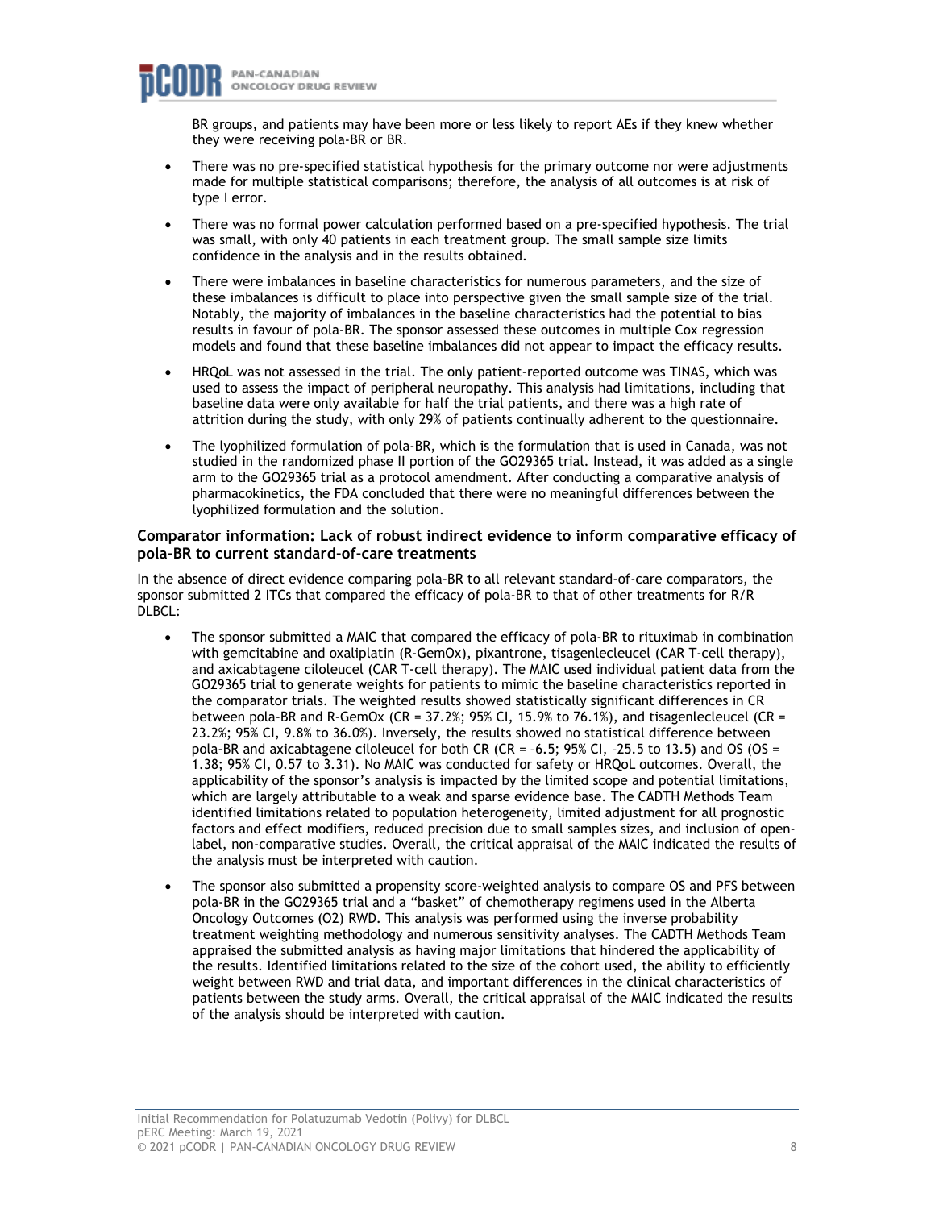BR groups, and patients may have been more or less likely to report AEs if they knew whether they were receiving pola-BR or BR.

- There was no pre-specified statistical hypothesis for the primary outcome nor were adjustments made for multiple statistical comparisons; therefore, the analysis of all outcomes is at risk of type I error.
- There was no formal power calculation performed based on a pre-specified hypothesis. The trial was small, with only 40 patients in each treatment group. The small sample size limits confidence in the analysis and in the results obtained.
- There were imbalances in baseline characteristics for numerous parameters, and the size of these imbalances is difficult to place into perspective given the small sample size of the trial. Notably, the majority of imbalances in the baseline characteristics had the potential to bias results in favour of pola-BR. The sponsor assessed these outcomes in multiple Cox regression models and found that these baseline imbalances did not appear to impact the efficacy results.
- HRQoL was not assessed in the trial. The only patient-reported outcome was TINAS, which was used to assess the impact of peripheral neuropathy. This analysis had limitations, including that baseline data were only available for half the trial patients, and there was a high rate of attrition during the study, with only 29% of patients continually adherent to the questionnaire.
- The lyophilized formulation of pola-BR, which is the formulation that is used in Canada, was not studied in the randomized phase II portion of the GO29365 trial. Instead, it was added as a single arm to the GO29365 trial as a protocol amendment. After conducting a comparative analysis of pharmacokinetics, the FDA concluded that there were no meaningful differences between the lyophilized formulation and the solution.

#### Comparator information: Lack of robust indirect evidence to inform comparative efficacy of pola-BR to current standard-of-care treatments

In the absence of direct evidence comparing pola-BR to all relevant standard-of-care comparators, the sponsor submitted 2 ITCs that compared the efficacy of pola-BR to that of other treatments for R/R DLBCL:

- The sponsor submitted a MAIC that compared the efficacy of pola-BR to rituximab in combination with gemcitabine and oxaliplatin (R-GemOx), pixantrone, tisagenlecleucel (CAR T-cell therapy), and axicabtagene ciloleucel (CAR T-cell therapy). The MAIC used individual patient data from the GO29365 trial to generate weights for patients to mimic the baseline characteristics reported in the comparator trials. The weighted results showed statistically significant differences in CR between pola-BR and R-GemOx (CR = 37.2%; 95% CI, 15.9% to 76.1%), and tisagenlecleucel (CR = 23.2%; 95% CI, 9.8% to 36.0%). Inversely, the results showed no statistical difference between pola-BR and axicabtagene ciloleucel for both CR (CR = –6.5; 95% CI, –25.5 to 13.5) and OS (OS = 1.38; 95% CI, 0.57 to 3.31). No MAIC was conducted for safety or HRQoL outcomes. Overall, the applicability of the sponsor's analysis is impacted by the limited scope and potential limitations, which are largely attributable to a weak and sparse evidence base. The CADTH Methods Team identified limitations related to population heterogeneity, limited adjustment for all prognostic factors and effect modifiers, reduced precision due to small samples sizes, and inclusion of open-label, non-comparative studies. Overall, the critical appraisal of the MAIC indicated the results of the analysis must be interpreted with caution.
- The sponsor also submitted a propensity score-weighted analysis to compare OS and PFS between pola-BR in the GO29365 trial and a "basket" of chemotherapy regimens used in the Alberta Oncology Outcomes (O2) RWD. This analysis was performed using the inverse probability treatment weighting methodology and numerous sensitivity analyses. The CADTH Methods Team appraised the submitted analysis as having major limitations that hindered the applicability of the results. Identified limitations related to the size of the cohort used, the ability to efficiently weight between RWD and trial data, and important differences in the clinical characteristics of patients between the study arms. Overall, the critical appraisal of the MAIC indicated the results of the analysis should be interpreted with caution.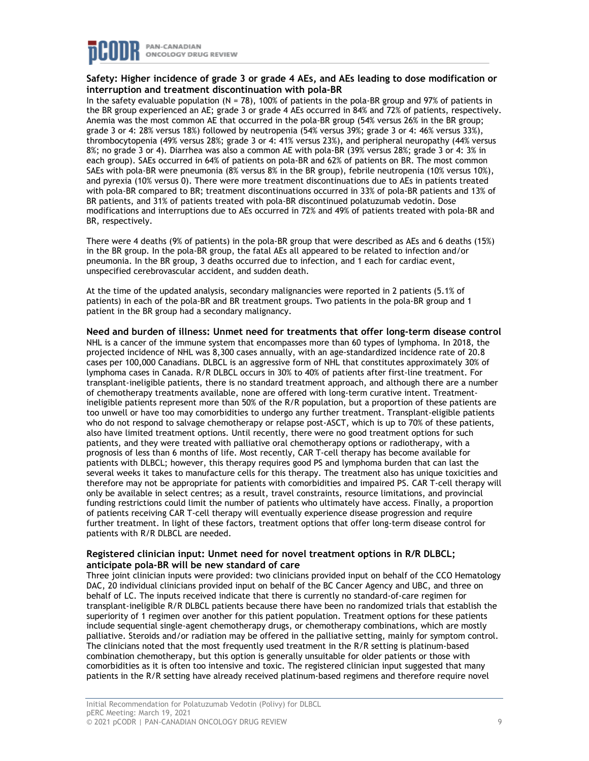**Safety: Higher incidence of grade 3 or grade 4 AEs, and AEs leading to dose modification or interruption and treatment discontinuation with pola-BR**

In the safety evaluable population (N = 78), 100% of patients in the pola-BR group and 97% of patients in the BR group experienced an AE; grade 3 or grade 4 AEs occurred in 84% and 72% of patients, respectively. Anemia was the most common AE that occurred in the pola-BR group (54% versus 26% in the BR group; grade 3 or 4: 28% versus 18%) followed by neutropenia (54% versus 39%; grade 3 or 4: 46% versus 33%), thrombocytopenia (49% versus 28%; grade 3 or 4: 41% versus 23%), and peripheral neuropathy (44% versus 8%; no grade 3 or 4). Diarrhea was also a common AE with pola-BR (39% versus 28%; grade 3 or 4: 3% in each group). SAEs occurred in 64% of patients on pola-BR and 62% of patients on BR. The most common SAEs with pola-BR were pneumonia (8% versus 8% in the BR group), febrile neutropenia (10% versus 10%), and pyrexia (10% versus 0). There were more treatment discontinuations due to AEs in patients treated with pola-BR compared to BR; treatment discontinuations occurred in 33% of pola-BR patients and 13% of BR patients, and 31% of patients treated with pola-BR discontinued polatuzumab vedotin. Dose modifications and interruptions due to AEs occurred in 72% and 49% of patients treated with pola-BR and BR, respectively.

There were 4 deaths (9% of patients) in the pola-BR group that were described as AEs and 6 deaths (15%) in the BR group. In the pola-BR group, the fatal AEs all appeared to be related to infection and/or pneumonia. In the BR group, 3 deaths occurred due to infection, and 1 each for cardiac event, unspecified cerebrovascular accident, and sudden death.

At the time of the updated analysis, secondary malignancies were reported in 2 patients (5.1% of patients) in each of the pola-BR and BR treatment groups. Two patients in the pola-BR group and 1 patient in the BR group had a secondary malignancy.

**Need and burden of illness: Unmet need for treatments that offer long-term disease control**

NHL is a cancer of the immune system that encompasses more than 60 types of lymphoma. In 2018, the projected incidence of NHL was 8,300 cases annually, with an age-standardized incidence rate of 20.8 cases per 100,000 Canadians. DLBCL is an aggressive form of NHL that constitutes approximately 30% of lymphoma cases in Canada. R/R DLBCL occurs in 30% to 40% of patients after first-line treatment. For transplant-ineligible patients, there is no standard treatment approach, and although there are a number of chemotherapy treatments available, none are offered with long-term curative intent. Treatment-ineligible patients represent more than 50% of the R/R population, but a proportion of these patients are too unwell or have too may comorbidities to undergo any further treatment. Transplant-eligible patients who do not respond to salvage chemotherapy or relapse post-ASCT, which is up to 70% of these patients, also have limited treatment options. Until recently, there were no good treatment options for such patients, and they were treated with palliative oral chemotherapy options or radiotherapy, with a prognosis of less than 6 months of life. Most recently, CAR T-cell therapy has become available for patients with DLBCL; however, this therapy requires good PS and lymphoma burden that can last the several weeks it takes to manufacture cells for this therapy. The treatment also has unique toxicities and therefore may not be appropriate for patients with comorbidities and impaired PS. CAR T-cell therapy will only be available in select centres; as a result, travel constraints, resource limitations, and provincial funding restrictions could limit the number of patients who ultimately have access. Finally, a proportion of patients receiving CAR T-cell therapy will eventually experience disease progression and require further treatment. In light of these factors, treatment options that offer long-term disease control for patients with R/R DLBCL are needed.

**Registered clinician input: Unmet need for novel treatment options in R/R DLBCL; anticipate pola-BR will be new standard of care**

Three joint clinician inputs were provided: two clinicians provided input on behalf of the CCO Hematology DAC, 20 individual clinicians provided input on behalf of the BC Cancer Agency and UBC, and three on behalf of LC. The inputs received indicate that there is currently no standard-of-care regimen for transplant-ineligible R/R DLBCL patients because there have been no randomized trials that establish the superiority of 1 regimen over another for this patient population. Treatment options for these patients include sequential single-agent chemotherapy drugs, or chemotherapy combinations, which are mostly palliative. Steroids and/or radiation may be offered in the palliative setting, mainly for symptom control. The clinicians noted that the most frequently used treatment in the R/R setting is platinum-based combination chemotherapy, but this option is generally unsuitable for older patients or those with comorbidities as it is often too intensive and toxic. The registered clinician input suggested that many patients in the R/R setting have already received platinum-based regimens and therefore require novel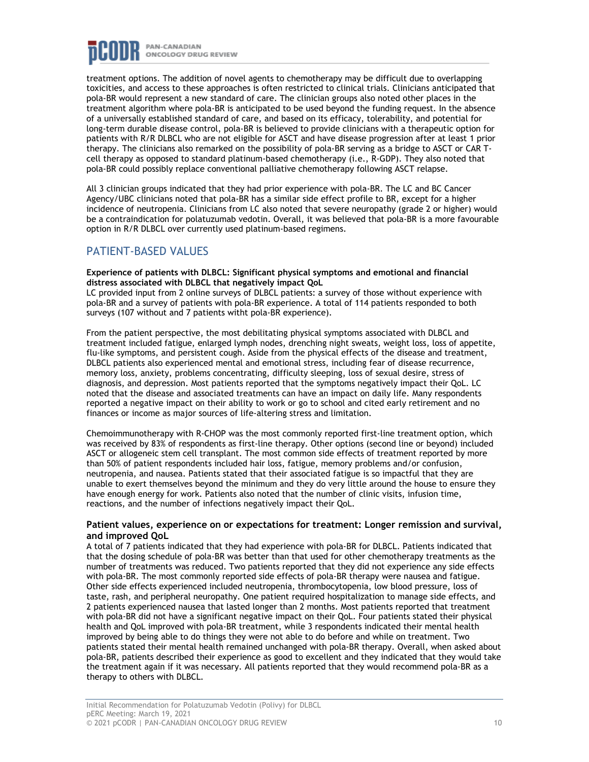treatment options. The addition of novel agents to chemotherapy may be difficult due to overlapping toxicities, and access to these approaches is often restricted to clinical trials. Clinicians anticipated that pola-BR would represent a new standard of care. The clinician groups also noted other places in the treatment algorithm where pola-BR is anticipated to be used beyond the funding request. In the absence of a universally established standard of care, and based on its efficacy, tolerability, and potential for long-term durable disease control, pola-BR is believed to provide clinicians with a therapeutic option for patients with R/R DLBCL who are not eligible for ASCT and have disease progression after at least 1 prior therapy. The clinicians also remarked on the possibility of pola-BR serving as a bridge to ASCT or CAR T-cell therapy as opposed to standard platinum-based chemotherapy (i.e., R-GDP). They also noted that pola-BR could possibly replace conventional palliative chemotherapy following ASCT relapse.

All 3 clinician groups indicated that they had prior experience with pola-BR. The LC and BC Cancer Agency/UBC clinicians noted that pola-BR has a similar side effect profile to BR, except for a higher incidence of neutropenia. Clinicians from LC also noted that severe neuropathy (grade 2 or higher) would be a contraindication for polatuzumab vedotin. Overall, it was believed that pola-BR is a more favourable option in R/R DLBCL over currently used platinum-based regimens.

## PATIENT-BASED VALUES

**Experience of patients with DLBCL: Significant physical symptoms and emotional and financial distress associated with DLBCL that negatively impact QoL**

LC provided input from 2 online surveys of DLBCL patients: a survey of those without experience with pola-BR and a survey of patients with pola-BR experience. A total of 114 patients responded to both surveys (107 without and 7 patients witht pola-BR experience).

From the patient perspective, the most debilitating physical symptoms associated with DLBCL and treatment included fatigue, enlarged lymph nodes, drenching night sweats, weight loss, loss of appetite, flu-like symptoms, and persistent cough. Aside from the physical effects of the disease and treatment, DLBCL patients also experienced mental and emotional stress, including fear of disease recurrence, memory loss, anxiety, problems concentrating, difficulty sleeping, loss of sexual desire, stress of diagnosis, and depression. Most patients reported that the symptoms negatively impact their QoL. LC noted that the disease and associated treatments can have an impact on daily life. Many respondents reported a negative impact on their ability to work or go to school and cited early retirement and no finances or income as major sources of life-altering stress and limitation.

Chemoimmunotherapy with R-CHOP was the most commonly reported first-line treatment option, which was received by 83% of respondents as first-line therapy. Other options (second line or beyond) included ASCT or allogeneic stem cell transplant. The most common side effects of treatment reported by more than 50% of patient respondents included hair loss, fatigue, memory problems and/or confusion, neutropenia, and nausea. Patients stated that their associated fatigue is so impactful that they are unable to exert themselves beyond the minimum and they do very little around the house to ensure they have enough energy for work. Patients also noted that the number of clinic visits, infusion time, reactions, and the number of infections negatively impact their QoL.

### Patient values, experience on or expectations for treatment: Longer remission and survival, and improved QoL

A total of 7 patients indicated that they had experience with pola-BR for DLBCL. Patients indicated that that the dosing schedule of pola-BR was better than that used for other chemotherapy treatments as the number of treatments was reduced. Two patients reported that they did not experience any side effects with pola-BR. The most commonly reported side effects of pola-BR therapy were nausea and fatigue. Other side effects experienced included neutropenia, thrombocytopenia, low blood pressure, loss of taste, rash, and peripheral neuropathy. One patient required hospitalization to manage side effects, and 2 patients experienced nausea that lasted longer than 2 months. Most patients reported that treatment with pola-BR did not have a significant negative impact on their QoL. Four patients stated their physical health and QoL improved with pola-BR treatment, while 3 respondents indicated their mental health improved by being able to do things they were not able to do before and while on treatment. Two patients stated their mental health remained unchanged with pola-BR therapy. Overall, when asked about pola-BR, patients described their experience as good to excellent and they indicated that they would take the treatment again if it was necessary. All patients reported that they would recommend pola-BR as a therapy to others with DLBCL.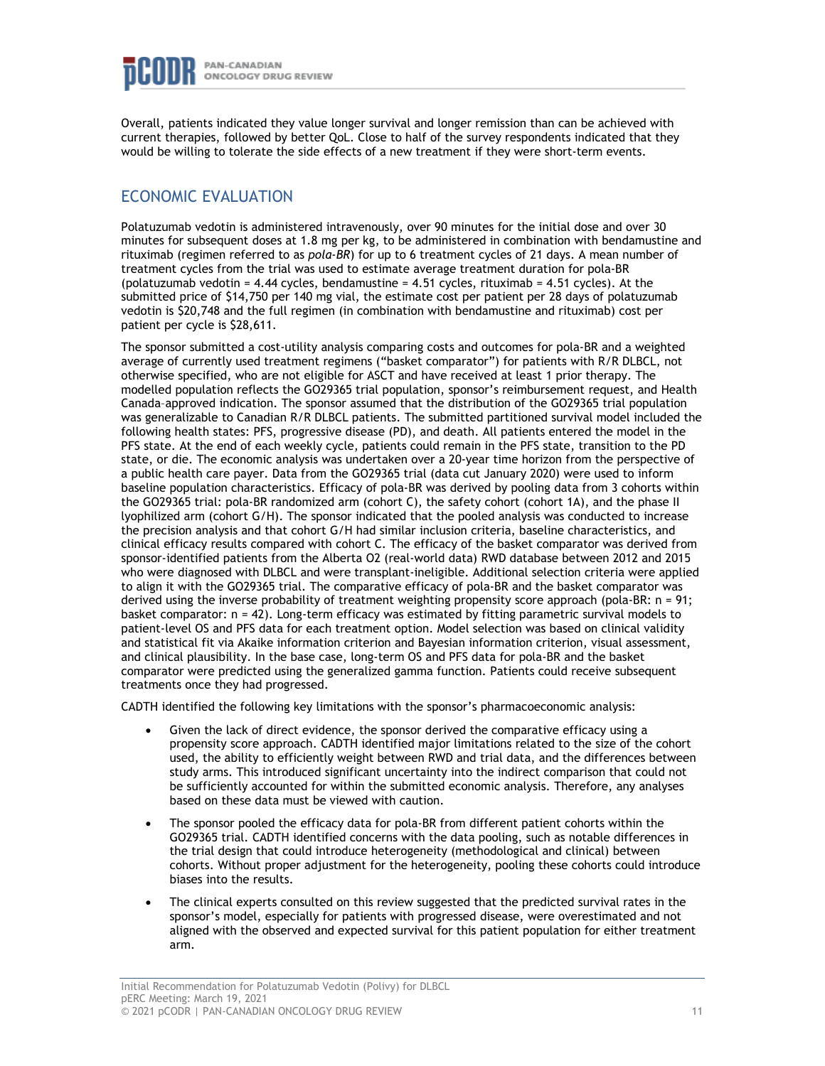Overall, patients indicated they value longer survival and longer remission than can be achieved with current therapies, followed by better QoL. Close to half of the survey respondents indicated that they would be willing to tolerate the side effects of a new treatment if they were short-term events.

## ECONOMIC EVALUATION

Polatuzumab vedotin is administered intravenously, over 90 minutes for the initial dose and over 30 minutes for subsequent doses at 1.8 mg per kg, to be administered in combination with bendamustine and rituximab (regimen referred to as *pola-BR*) for up to 6 treatment cycles of 21 days. A mean number of treatment cycles from the trial was used to estimate average treatment duration for pola-BR (polatuzumab vedotin = 4.44 cycles, bendamustine = 4.51 cycles, rituximab = 4.51 cycles). At the submitted price of $14,750 per 140 mg vial, the estimate cost per patient per 28 days of polatuzumab vedotin is $20,748 and the full regimen (in combination with bendamustine and rituximab) cost per patient per cycle is $28,611.

The sponsor submitted a cost-utility analysis comparing costs and outcomes for pola-BR and a weighted average of currently used treatment regimens ("basket comparator") for patients with R/R DLBCL, not otherwise specified, who are not eligible for ASCT and have received at least 1 prior therapy. The modelled population reflects the GO29365 trial population, sponsor's reimbursement request, and Health Canada–approved indication. The sponsor assumed that the distribution of the GO29365 trial population was generalizable to Canadian R/R DLBCL patients. The submitted partitioned survival model included the following health states: PFS, progressive disease (PD), and death. All patients entered the model in the PFS state. At the end of each weekly cycle, patients could remain in the PFS state, transition to the PD state, or die. The economic analysis was undertaken over a 20-year time horizon from the perspective of a public health care payer. Data from the GO29365 trial (data cut January 2020) were used to inform baseline population characteristics. Efficacy of pola-BR was derived by pooling data from 3 cohorts within the GO29365 trial: pola-BR randomized arm (cohort C), the safety cohort (cohort 1A), and the phase II lyophilized arm (cohort G/H). The sponsor indicated that the pooled analysis was conducted to increase the precision analysis and that cohort G/H had similar inclusion criteria, baseline characteristics, and clinical efficacy results compared with cohort C. The efficacy of the basket comparator was derived from sponsor-identified patients from the Alberta O2 (real-world data) RWD database between 2012 and 2015 who were diagnosed with DLBCL and were transplant-ineligible. Additional selection criteria were applied to align it with the GO29365 trial. The comparative efficacy of pola-BR and the basket comparator was derived using the inverse probability of treatment weighting propensity score approach (pola-BR: n = 91; basket comparator: n = 42). Long-term efficacy was estimated by fitting parametric survival models to patient-level OS and PFS data for each treatment option. Model selection was based on clinical validity and statistical fit via Akaike information criterion and Bayesian information criterion, visual assessment, and clinical plausibility. In the base case, long-term OS and PFS data for pola-BR and the basket comparator were predicted using the generalized gamma function. Patients could receive subsequent treatments once they had progressed.

CADTH identified the following key limitations with the sponsor's pharmacoeconomic analysis:

- Given the lack of direct evidence, the sponsor derived the comparative efficacy using a propensity score approach. CADTH identified major limitations related to the size of the cohort used, the ability to efficiently weight between RWD and trial data, and the differences between study arms. This introduced significant uncertainty into the indirect comparison that could not be sufficiently accounted for within the submitted economic analysis. Therefore, any analyses based on these data must be viewed with caution.
- The sponsor pooled the efficacy data for pola-BR from different patient cohorts within the GO29365 trial. CADTH identified concerns with the data pooling, such as notable differences in the trial design that could introduce heterogeneity (methodological and clinical) between cohorts. Without proper adjustment for the heterogeneity, pooling these cohorts could introduce biases into the results.
- The clinical experts consulted on this review suggested that the predicted survival rates in the sponsor's model, especially for patients with progressed disease, were overestimated and not aligned with the observed and expected survival for this patient population for either treatment arm.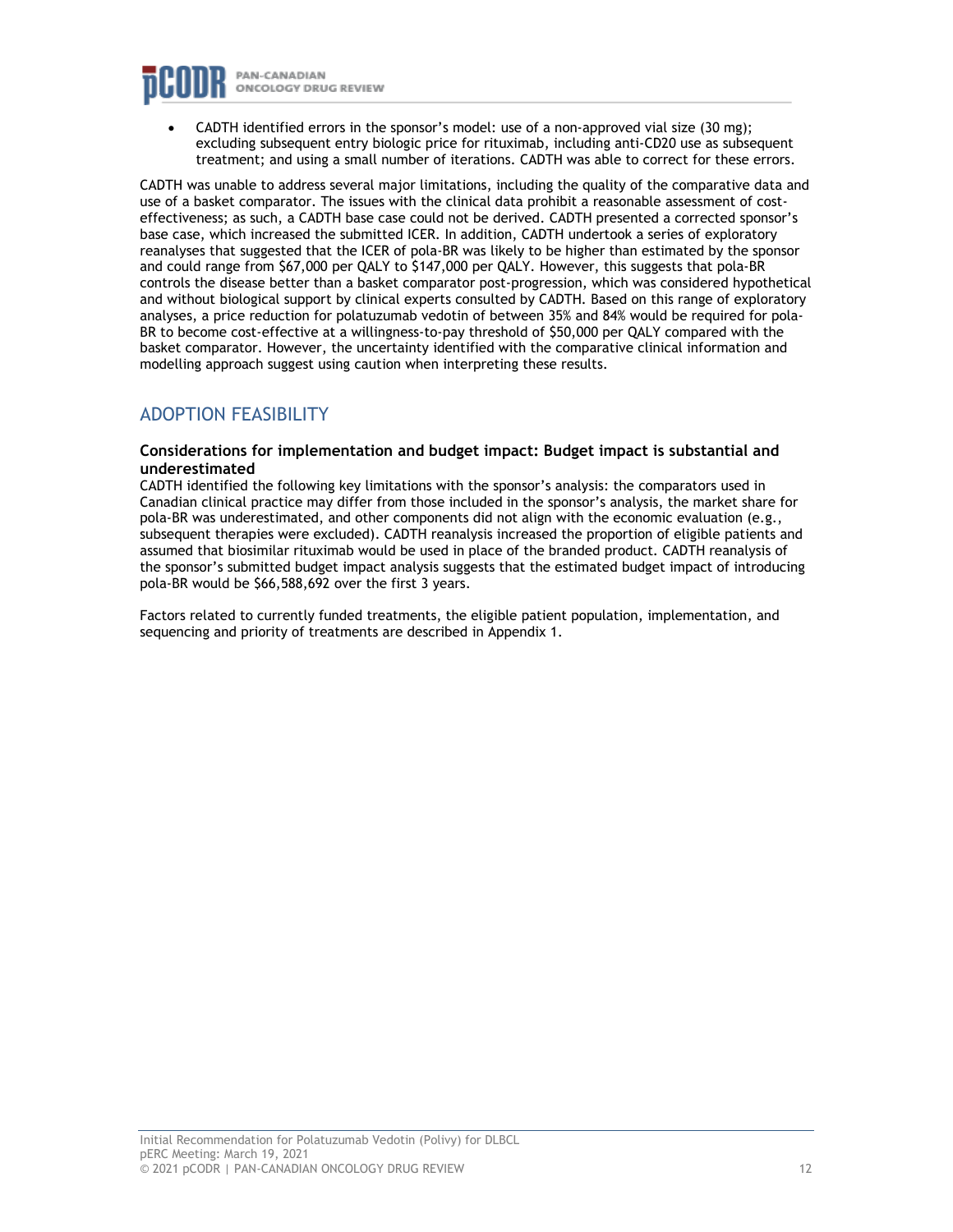- CADTH identified errors in the sponsor's model: use of a non-approved vial size (30 mg); excluding subsequent entry biologic price for rituximab, including anti-CD20 use as subsequent treatment; and using a small number of iterations. CADTH was able to correct for these errors.

CADTH was unable to address several major limitations, including the quality of the comparative data and use of a basket comparator. The issues with the clinical data prohibit a reasonable assessment of cost-effectiveness; as such, a CADTH base case could not be derived. CADTH presented a corrected sponsor's base case, which increased the submitted ICER. In addition, CADTH undertook a series of exploratory reanalyses that suggested that the ICER of pola-BR was likely to be higher than estimated by the sponsor and could range from $67,000 per QALY to $147,000 per QALY. However, this suggests that pola-BR controls the disease better than a basket comparator post-progression, which was considered hypothetical and without biological support by clinical experts consulted by CADTH. Based on this range of exploratory analyses, a price reduction for polatuzumab vedotin of between 35% and 84% would be required for pola-BR to become cost-effective at a willingness-to-pay threshold of $50,000 per QALY compared with the basket comparator. However, the uncertainty identified with the comparative clinical information and modelling approach suggest using caution when interpreting these results.

## ADOPTION FEASIBILITY

**Considerations for implementation and budget impact: Budget impact is substantial and underestimated**

CADTH identified the following key limitations with the sponsor's analysis: the comparators used in Canadian clinical practice may differ from those included in the sponsor's analysis, the market share for pola-BR was underestimated, and other components did not align with the economic evaluation (e.g., subsequent therapies were excluded). CADTH reanalysis increased the proportion of eligible patients and assumed that biosimilar rituximab would be used in place of the branded product. CADTH reanalysis of the sponsor's submitted budget impact analysis suggests that the estimated budget impact of introducing pola-BR would be $66,588,692 over the first 3 years.

Factors related to currently funded treatments, the eligible patient population, implementation, and sequencing and priority of treatments are described in Appendix 1.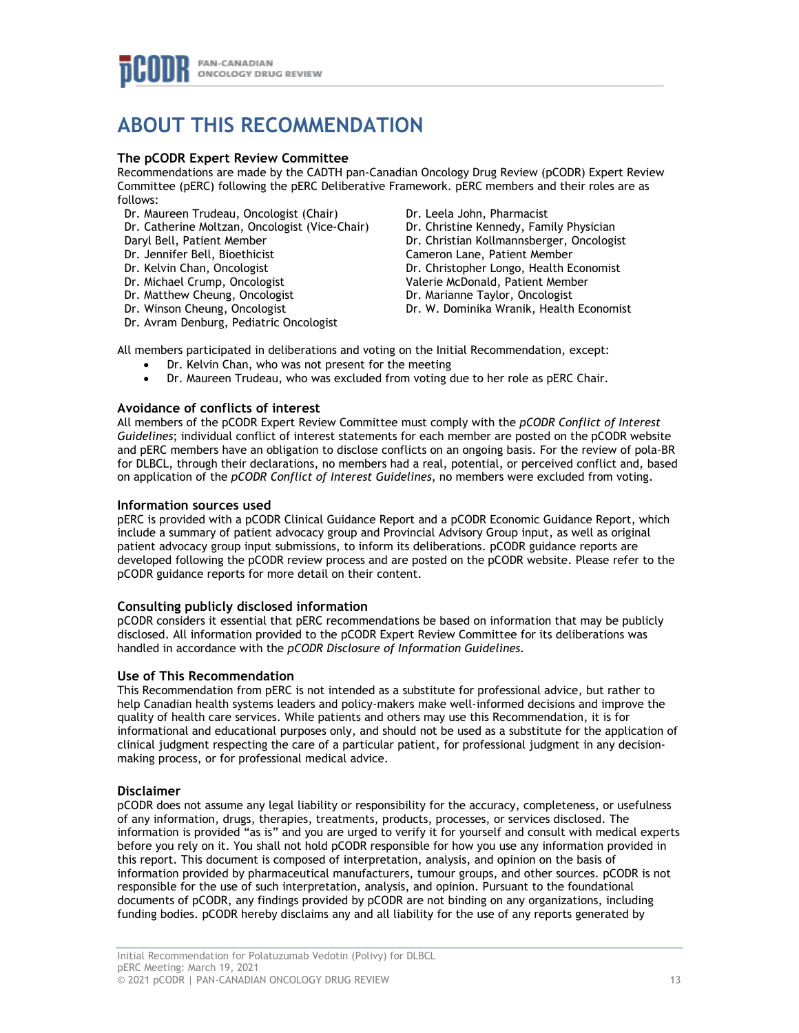# ABOUT THIS RECOMMENDATION

### The pCODR Expert Review Committee

Recommendations are made by the CADTH pan-Canadian Oncology Drug Review (pCODR) Expert Review Committee (pERC) following the pERC Deliberative Framework. pERC members and their roles are as follows:

Dr. Maureen Trudeau, Oncologist (Chair)
Dr. Catherine Moltzan, Oncologist (Vice-Chair)
Daryl Bell, Patient Member
Dr. Jennifer Bell, Bioethicist
Dr. Kelvin Chan, Oncologist
Dr. Michael Crump, Oncologist
Dr. Matthew Cheung, Oncologist
Dr. Winson Cheung, Oncologist
Dr. Avram Denburg, Pediatric Oncologist
Dr. Leela John, Pharmacist
Dr. Christine Kennedy, Family Physician
Dr. Christian Kollmannsberger, Oncologist
Cameron Lane, Patient Member
Dr. Christopher Longo, Health Economist
Valerie McDonald, Patient Member
Dr. Marianne Taylor, Oncologist
Dr. W. Dominika Wranik, Health Economist

All members participated in deliberations and voting on the Initial Recommendation, except:

- Dr. Kelvin Chan, who was not present for the meeting
- Dr. Maureen Trudeau, who was excluded from voting due to her role as pERC Chair.

### Avoidance of conflicts of interest

All members of the pCODR Expert Review Committee must comply with the *pCODR Conflict of Interest Guidelines*; individual conflict of interest statements for each member are posted on the pCODR website and pERC members have an obligation to disclose conflicts on an ongoing basis. For the review of pola-BR for DLBCL, through their declarations, no members had a real, potential, or perceived conflict and, based on application of the *pCODR Conflict of Interest Guidelines*, no members were excluded from voting.

### Information sources used

pERC is provided with a pCODR Clinical Guidance Report and a pCODR Economic Guidance Report, which include a summary of patient advocacy group and Provincial Advisory Group input, as well as original patient advocacy group input submissions, to inform its deliberations. pCODR guidance reports are developed following the pCODR review process and are posted on the pCODR website. Please refer to the pCODR guidance reports for more detail on their content.

### Consulting publicly disclosed information

pCODR considers it essential that pERC recommendations be based on information that may be publicly disclosed. All information provided to the pCODR Expert Review Committee for its deliberations was handled in accordance with the *pCODR Disclosure of Information Guidelines*.

### Use of This Recommendation

This Recommendation from pERC is not intended as a substitute for professional advice, but rather to help Canadian health systems leaders and policy-makers make well-informed decisions and improve the quality of health care services. While patients and others may use this Recommendation, it is for informational and educational purposes only, and should not be used as a substitute for the application of clinical judgment respecting the care of a particular patient, for professional judgment in any decision-making process, or for professional medical advice.

### Disclaimer

pCODR does not assume any legal liability or responsibility for the accuracy, completeness, or usefulness of any information, drugs, therapies, treatments, products, processes, or services disclosed. The information is provided "as is" and you are urged to verify it for yourself and consult with medical experts before you rely on it. You shall not hold pCODR responsible for how you use any information provided in this report. This document is composed of interpretation, analysis, and opinion on the basis of information provided by pharmaceutical manufacturers, tumour groups, and other sources. pCODR is not responsible for the use of such interpretation, analysis, and opinion. Pursuant to the foundational documents of pCODR, any findings provided by pCODR are not binding on any organizations, including funding bodies. pCODR hereby disclaims any and all liability for the use of any reports generated by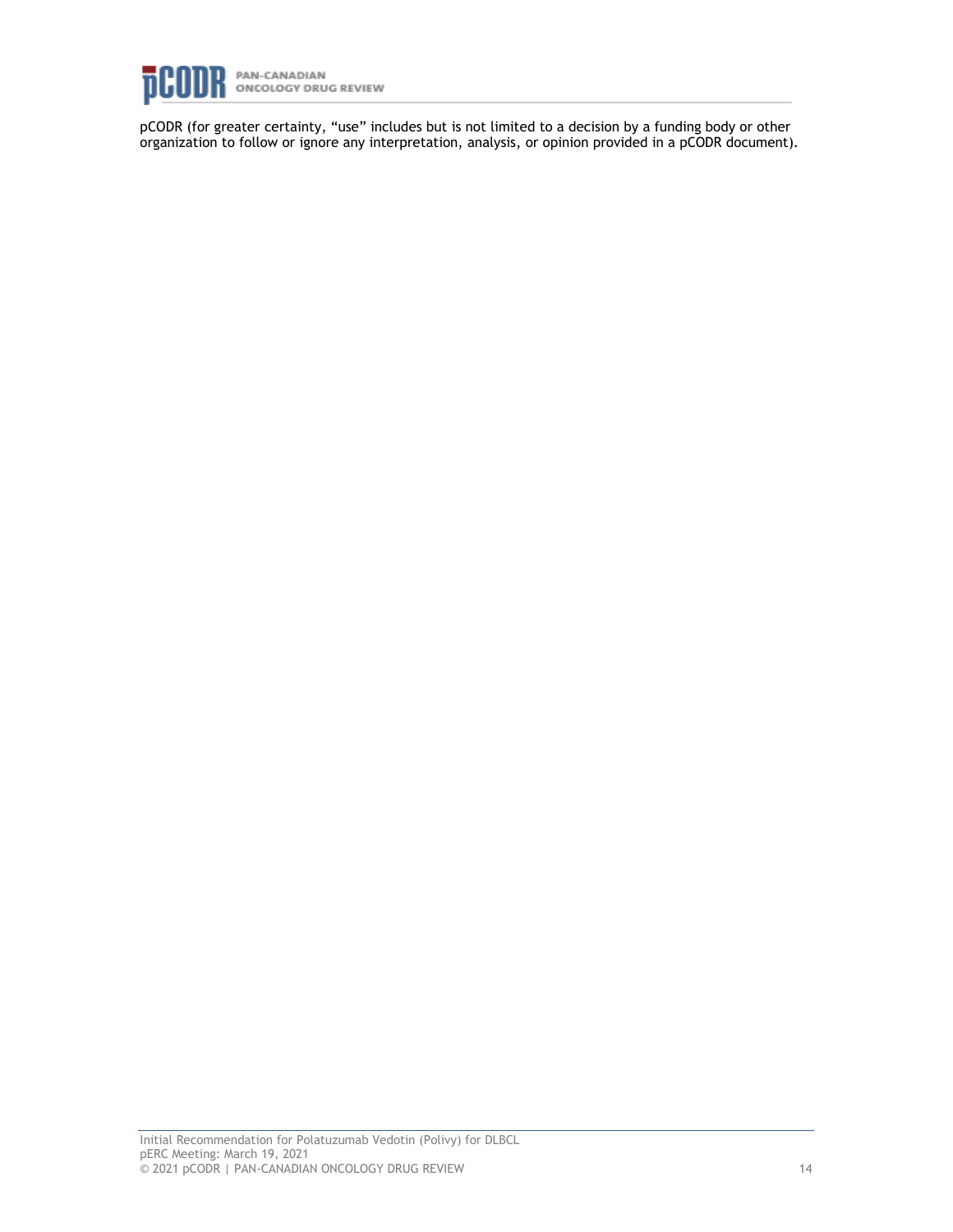pCODR (for greater certainty, "use" includes but is not limited to a decision by a funding body or other organization to follow or ignore any interpretation, analysis, or opinion provided in a pCODR document).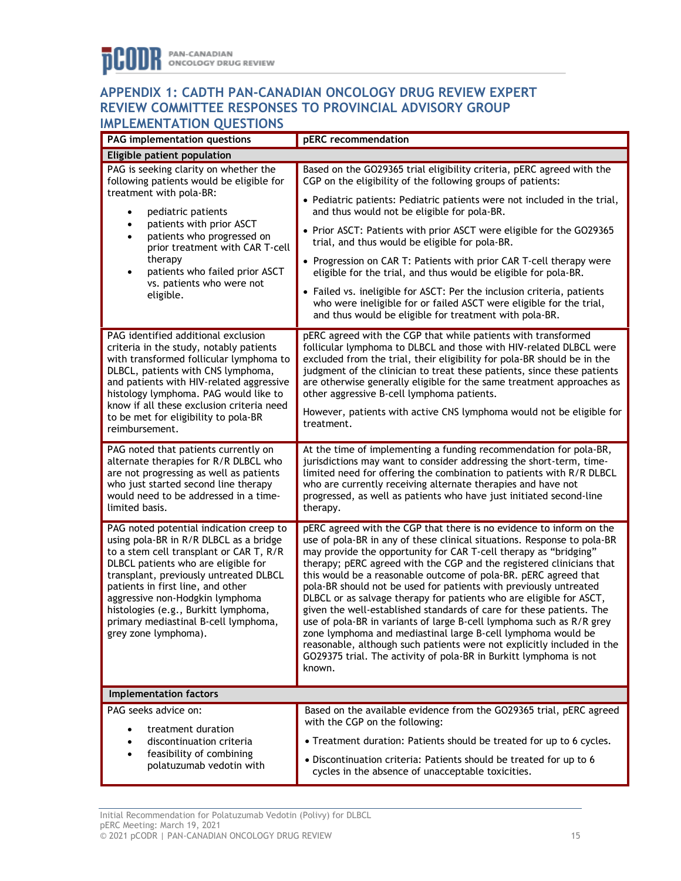## APPENDIX 1: CADTH PAN-CANADIAN ONCOLOGY DRUG REVIEW EXPERT REVIEW COMMITTEE RESPONSES TO PROVINCIAL ADVISORY GROUP IMPLEMENTATION QUESTIONS

| PAG implementation questions | pERC recommendation |
|---|---|
| **Eligible patient population** | |
| PAG is seeking clarity on whether the following patients would be eligible for treatment with pola-BR:<br>• pediatric patients<br>• patients with prior ASCT<br>• patients who progressed on prior treatment with CAR T-cell therapy<br>• patients who failed prior ASCT vs. patients who were not eligible. | Based on the GO29365 trial eligibility criteria, pERC agreed with the CGP on the eligibility of the following groups of patients:<br>• Pediatric patients: Pediatric patients were not included in the trial, and thus would not be eligible for pola-BR.<br>• Prior ASCT: Patients with prior ASCT were eligible for the GO29365 trial, and thus would be eligible for pola-BR.<br>• Progression on CAR T: Patients with prior CAR T-cell therapy were eligible for the trial, and thus would be eligible for pola-BR.<br>• Failed vs. ineligible for ASCT: Per the inclusion criteria, patients who were ineligible for or failed ASCT were eligible for the trial, and thus would be eligible for treatment with pola-BR. |
| PAG identified additional exclusion criteria in the study, notably patients with transformed follicular lymphoma to DLBCL, patients with CNS lymphoma, and patients with HIV-related aggressive histology lymphoma. PAG would like to know if all these exclusion criteria need to be met for eligibility to pola-BR reimbursement. | pERC agreed with the CGP that while patients with transformed follicular lymphoma to DLBCL and those with HIV-related DLBCL were excluded from the trial, their eligibility for pola-BR should be in the judgment of the clinician to treat these patients, since these patients are otherwise generally eligible for the same treatment approaches as other aggressive B-cell lymphoma patients.<br>However, patients with active CNS lymphoma would not be eligible for treatment. |
| PAG noted that patients currently on alternate therapies for R/R DLBCL who are not progressing as well as patients who just started second line therapy would need to be addressed in a time-limited basis. | At the time of implementing a funding recommendation for pola-BR, jurisdictions may want to consider addressing the short-term, time-limited need for offering the combination to patients with R/R DLBCL who are currently receiving alternate therapies and have not progressed, as well as patients who have just initiated second-line therapy. |
| PAG noted potential indication creep to using pola-BR in R/R DLBCL as a bridge to a stem cell transplant or CAR T, R/R DLBCL patients who are eligible for transplant, previously untreated DLBCL patients in first line, and other aggressive non-Hodgkin lymphoma histologies (e.g., Burkitt lymphoma, primary mediastinal B-cell lymphoma, grey zone lymphoma). | pERC agreed with the CGP that there is no evidence to inform on the use of pola-BR in any of these clinical situations. Response to pola-BR may provide the opportunity for CAR T-cell therapy as "bridging" therapy; pERC agreed with the CGP and the registered clinicians that this would be a reasonable outcome of pola-BR. pERC agreed that pola-BR should not be used for patients with previously untreated DLBCL or as salvage therapy for patients who are eligible for ASCT, given the well-established standards of care for these patients. The use of pola-BR in variants of large B-cell lymphoma such as R/R grey zone lymphoma and mediastinal large B-cell lymphoma would be reasonable, although such patients were not explicitly included in the GO29375 trial. The activity of pola-BR in Burkitt lymphoma is not known. |
| **Implementation factors** | |
| PAG seeks advice on:<br>• treatment duration<br>• discontinuation criteria<br>• feasibility of combining polatuzumab vedotin with | Based on the available evidence from the GO29365 trial, pERC agreed with the CGP on the following:<br>• Treatment duration: Patients should be treated for up to 6 cycles.<br>• Discontinuation criteria: Patients should be treated for up to 6 cycles in the absence of unacceptable toxicities. |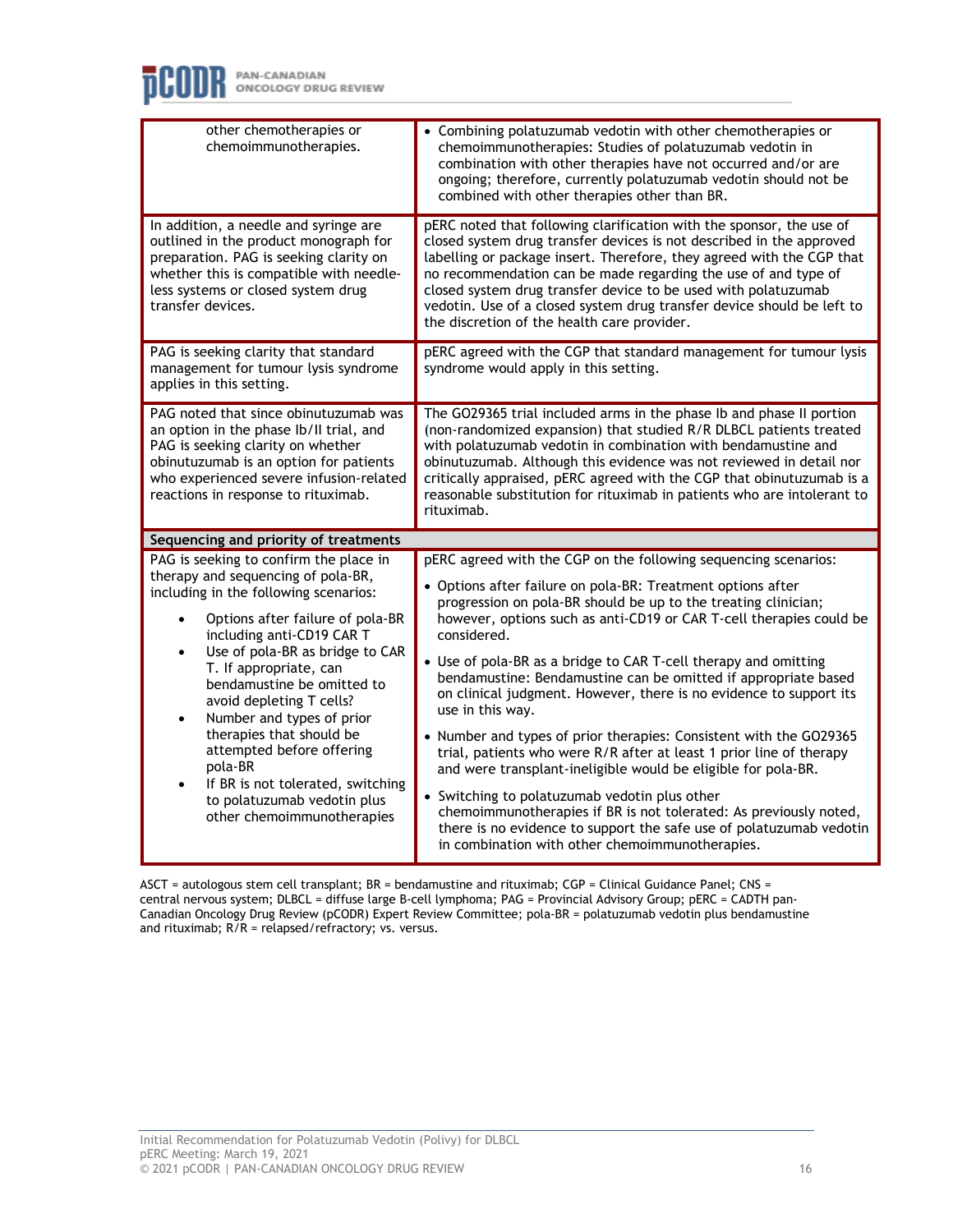| | |
|---|---|
| other chemotherapies or chemoimmunotherapies. | • Combining polatuzumab vedotin with other chemotherapies or chemoimmunotherapies: Studies of polatuzumab vedotin in combination with other therapies have not occurred and/or are ongoing; therefore, currently polatuzumab vedotin should not be combined with other therapies other than BR. |
| In addition, a needle and syringe are outlined in the product monograph for preparation. PAG is seeking clarity on whether this is compatible with needle-less systems or closed system drug transfer devices. | pERC noted that following clarification with the sponsor, the use of closed system drug transfer devices is not described in the approved labelling or package insert. Therefore, they agreed with the CGP that no recommendation can be made regarding the use of and type of closed system drug transfer device to be used with polatuzumab vedotin. Use of a closed system drug transfer device should be left to the discretion of the health care provider. |
| PAG is seeking clarity that standard management for tumour lysis syndrome applies in this setting. | pERC agreed with the CGP that standard management for tumour lysis syndrome would apply in this setting. |
| PAG noted that since obinutuzumab was an option in the phase Ib/II trial, and PAG is seeking clarity on whether obinutuzumab is an option for patients who experienced severe infusion-related reactions in response to rituximab. | The GO29365 trial included arms in the phase Ib and phase II portion (non-randomized expansion) that studied R/R DLBCL patients treated with polatuzumab vedotin in combination with bendamustine and obinutuzumab. Although this evidence was not reviewed in detail nor critically appraised, pERC agreed with the CGP that obinutuzumab is a reasonable substitution for rituximab in patients who are intolerant to rituximab. |
| **Sequencing and priority of treatments** | |
| PAG is seeking to confirm the place in therapy and sequencing of pola-BR, including in the following scenarios:<br>• Options after failure of pola-BR including anti-CD19 CAR T<br>• Use of pola-BR as bridge to CAR T. If appropriate, can bendamustine be omitted to avoid depleting T cells?<br>• Number and types of prior therapies that should be attempted before offering pola-BR<br>• If BR is not tolerated, switching to polatuzumab vedotin plus other chemoimmunotherapies | pERC agreed with the CGP on the following sequencing scenarios:<br>• Options after failure on pola-BR: Treatment options after progression on pola-BR should be up to the treating clinician; however, options such as anti-CD19 or CAR T-cell therapies could be considered.<br>• Use of pola-BR as a bridge to CAR T-cell therapy and omitting bendamustine: Bendamustine can be omitted if appropriate based on clinical judgment. However, there is no evidence to support its use in this way.<br>• Number and types of prior therapies: Consistent with the GO29365 trial, patients who were R/R after at least 1 prior line of therapy and were transplant-ineligible would be eligible for pola-BR.<br>• Switching to polatuzumab vedotin plus other chemoimmunotherapies if BR is not tolerated: As previously noted, there is no evidence to support the safe use of polatuzumab vedotin in combination with other chemoimmunotherapies. |

ASCT = autologous stem cell transplant; BR = bendamustine and rituximab; CGP = Clinical Guidance Panel; CNS = central nervous system; DLBCL = diffuse large B-cell lymphoma; PAG = Provincial Advisory Group; pERC = CADTH pan-Canadian Oncology Drug Review (pCODR) Expert Review Committee; pola-BR = polatuzumab vedotin plus bendamustine and rituximab; R/R = relapsed/refractory; vs. versus.